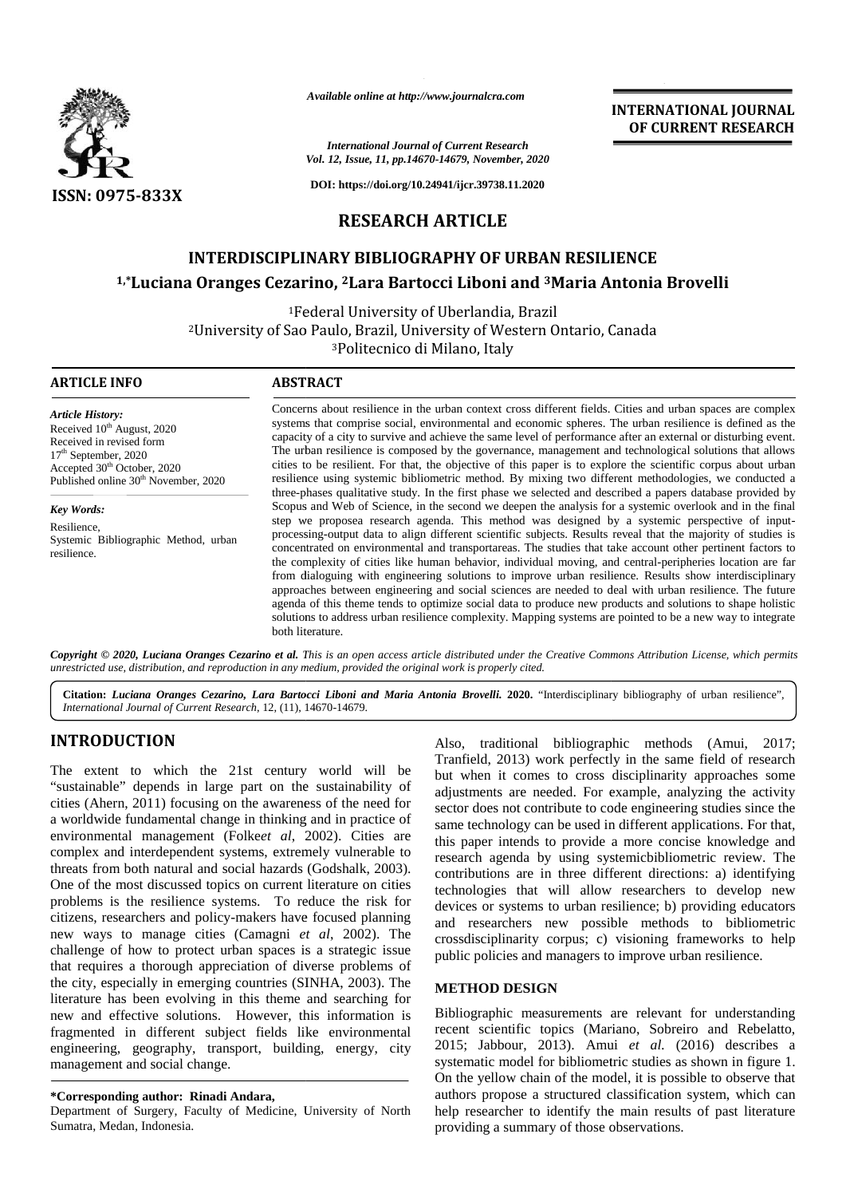# RESEARCH ARTICLE

# INTERDISCIPLINARY BIBLIOGRAPHY OF URBAN RESILIENCE

**[1,*]Luciana Oranges Cezarino, [2]Lara Bartocci Liboni and [3]Maria Antonia Brovelli**

[1]Federal University of Uberlandia, Brazil
[2]University of Sao Paulo, Brazil, University of Western Ontario, Canada
[3]Politecnico di Milano, Italy

## ARTICLE INFO

*Article History:*
Received 10th August, 2020
Received in revised form 17th September, 2020
Accepted 30th October, 2020
Published online 30th November, 2020

*Key Words:*
Resilience,
Systemic Bibliographic Method, urban resilience.

## ABSTRACT

Concerns about resilience in the urban context cross different fields. Cities and urban spaces are complex systems that comprise social, environmental and economic spheres. The urban resilience is defined as the capacity of a city to survive and achieve the same level of performance after an external or disturbing event. The urban resilience is composed by the governance, management and technological solutions that allows cities to be resilient. For that, the objective of this paper is to explore the scientific corpus about urban resilience using systemic bibliometric method. By mixing two different methodologies, we conducted a three-phases qualitative study. In the first phase we selected and described a papers database provided by Scopus and Web of Science, in the second we deepen the analysis for a systemic overlook and in the final step we proposea research agenda. This method was designed by a systemic perspective of input-processing-output data to align different scientific subjects. Results reveal that the majority of studies is concentrated on environmental and transportareas. The studies that take account other pertinent factors to the complexity of cities like human behavior, individual moving, and central-peripheries location are far from dialoguing with engineering solutions to improve urban resilience. Results show interdisciplinary approaches between engineering and social sciences are needed to deal with urban resilience. The future agenda of this theme tends to optimize social data to produce new products and solutions to shape holistic solutions to address urban resilience complexity. Mapping systems are pointed to be a new way to integrate both literature.

***Copyright © 2020, Luciana Oranges Cezarino et al.*** *This is an open access article distributed under the Creative Commons Attribution License, which permits unrestricted use, distribution, and reproduction in any medium, provided the original work is properly cited.*

**Citation: *Luciana Oranges Cezarino, Lara Bartocci Liboni and Maria Antonia Brovelli.* 2020.** "Interdisciplinary bibliography of urban resilience", *International Journal of Current Research,* 12, (11), 14670-14679.

## INTRODUCTION

The extent to which the 21st century world will be "sustainable" depends in large part on the sustainability of cities (Ahern, 2011) focusing on the awareness of the need for a worldwide fundamental change in thinking and in practice of environmental management (Folke*et al*, 2002). Cities are complex and interdependent systems, extremely vulnerable to threats from both natural and social hazards (Godshalk, 2003). One of the most discussed topics on current literature on cities problems is the resilience systems. To reduce the risk for citizens, researchers and policy-makers have focused planning new ways to manage cities (Camagni *et al*, 2002). The challenge of how to protect urban spaces is a strategic issue that requires a thorough appreciation of diverse problems of the city, especially in emerging countries (SINHA, 2003). The literature has been evolving in this theme and searching for new and effective solutions. However, this information is fragmented in different subject fields like environmental engineering, geography, transport, building, energy, city management and social change.

Also, traditional bibliographic methods (Amui, 2017; Tranfield, 2013) work perfectly in the same field of research but when it comes to cross disciplinarity approaches some adjustments are needed. For example, analyzing the activity sector does not contribute to code engineering studies since the same technology can be used in different applications. For that, this paper intends to provide a more concise knowledge and research agenda by using systemicbibliometric review. The contributions are in three different directions: a) identifying technologies that will allow researchers to develop new devices or systems to urban resilience; b) providing educators and researchers new possible methods to bibliometric crossdisciplinarity corpus; c) visioning frameworks to help public policies and managers to improve urban resilience.

## METHOD DESIGN

Bibliographic measurements are relevant for understanding recent scientific topics (Mariano, Sobreiro and Rebelatto, 2015; Jabbour, 2013). Amui *et al.* (2016) describes a systematic model for bibliometric studies as shown in figure 1. On the yellow chain of the model, it is possible to observe that authors propose a structured classification system, which can help researcher to identify the main results of past literature providing a summary of those observations.

**\*Corresponding author: Rinadi Andara,**
Department of Surgery, Faculty of Medicine, University of North Sumatra, Medan, Indonesia.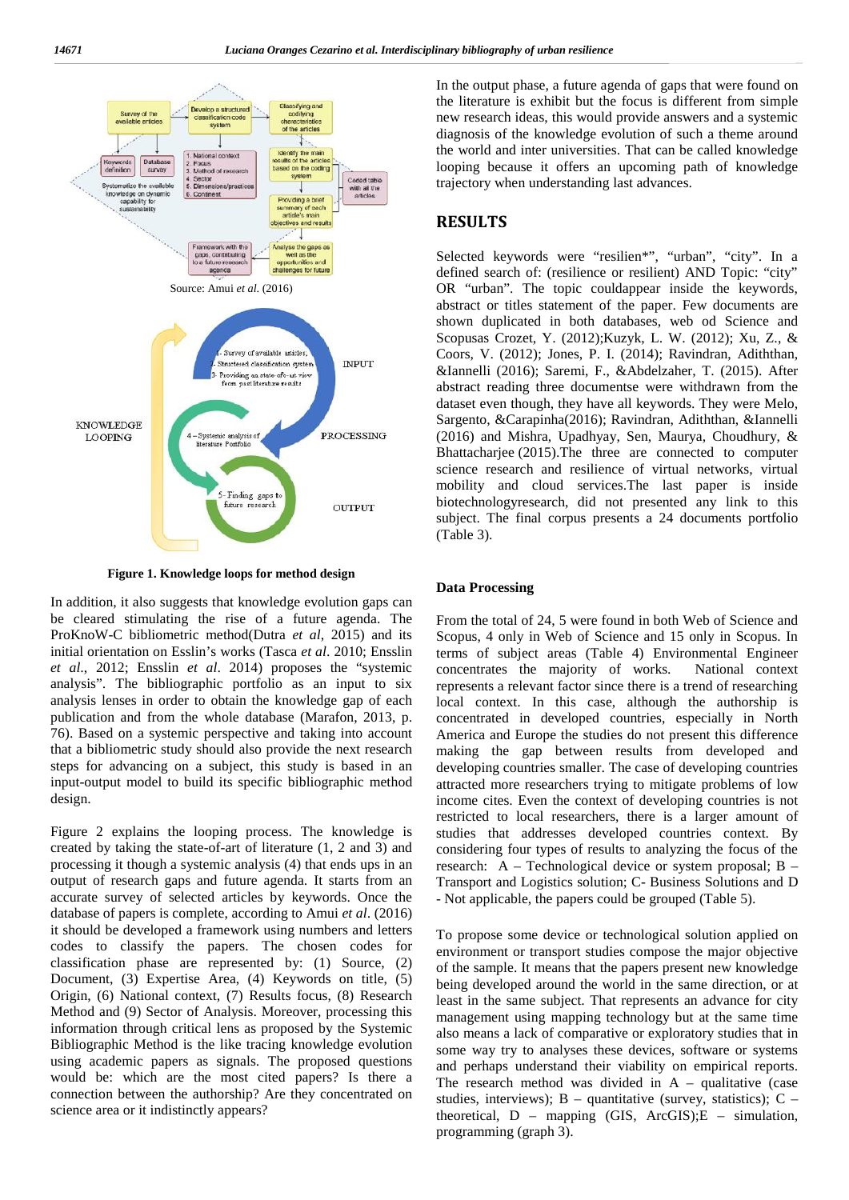Source: Amui *et al.* (2016)

**Figure 1. Knowledge loops for method design**

In addition, it also suggests that knowledge evolution gaps can be cleared stimulating the rise of a future agenda. The ProKnoW-C bibliometric method(Dutra *et al*, 2015) and its initial orientation on Esslin's works (Tasca *et al*. 2010; Ensslin *et al*., 2012; Ensslin *et al*. 2014) proposes the "systemic analysis". The bibliographic portfolio as an input to six analysis lenses in order to obtain the knowledge gap of each publication and from the whole database (Marafon, 2013, p. 76). Based on a systemic perspective and taking into account that a bibliometric study should also provide the next research steps for advancing on a subject, this study is based in an input-output model to build its specific bibliographic method design.

Figure 2 explains the looping process. The knowledge is created by taking the state-of-art of literature (1, 2 and 3) and processing it though a systemic analysis (4) that ends ups in an output of research gaps and future agenda. It starts from an accurate survey of selected articles by keywords. Once the database of papers is complete, according to Amui *et al*. (2016) it should be developed a framework using numbers and letters codes to classify the papers. The chosen codes for classification phase are represented by: (1) Source, (2) Document, (3) Expertise Area, (4) Keywords on title, (5) Origin, (6) National context, (7) Results focus, (8) Research Method and (9) Sector of Analysis. Moreover, processing this information through critical lens as proposed by the Systemic Bibliographic Method is the like tracing knowledge evolution using academic papers as signals. The proposed questions would be: which are the most cited papers? Is there a connection between the authorship? Are they concentrated on science area or it indistinctly appears?

In the output phase, a future agenda of gaps that were found on the literature is exhibit but the focus is different from simple new research ideas, this would provide answers and a systemic diagnosis of the knowledge evolution of such a theme around the world and inter universities. That can be called knowledge looping because it offers an upcoming path of knowledge trajectory when understanding last advances.

## RESULTS

Selected keywords were "resilien*", "urban", "city". In a defined search of: (resilience or resilient) AND Topic: "city" OR "urban". The topic couldappear inside the keywords, abstract or titles statement of the paper. Few documents are shown duplicated in both databases, web od Science and Scopusas Crozet, Y. (2012);Kuzyk, L. W. (2012); Xu, Z., & Coors, V. (2012); Jones, P. I. (2014); Ravindran, Adiththan, &Iannelli (2016); Saremi, F., &Abdelzaher, T. (2015). After abstract reading three documentse were withdrawn from the dataset even though, they have all keywords. They were Melo, Sargento, &Carapinha(2016); Ravindran, Adiththan, &Iannelli (2016) and Mishra, Upadhyay, Sen, Maurya, Choudhury, & Bhattacharjee (2015).The three are connected to computer science research and resilience of virtual networks, virtual mobility and cloud services.The last paper is inside biotechnologyresearch, did not presented any link to this subject. The final corpus presents a 24 documents portfolio (Table 3).

### Data Processing

From the total of 24, 5 were found in both Web of Science and Scopus, 4 only in Web of Science and 15 only in Scopus. In terms of subject areas (Table 4) Environmental Engineer concentrates the majority of works. National context represents a relevant factor since there is a trend of researching local context. In this case, although the authorship is concentrated in developed countries, especially in North America and Europe the studies do not present this difference making the gap between results from developed and developing countries smaller. The case of developing countries attracted more researchers trying to mitigate problems of low income cites. Even the context of developing countries is not restricted to local researchers, there is a larger amount of studies that addresses developed countries context. By considering four types of results to analyzing the focus of the research: A – Technological device or system proposal; B – Transport and Logistics solution; C- Business Solutions and D - Not applicable, the papers could be grouped (Table 5).

To propose some device or technological solution applied on environment or transport studies compose the major objective of the sample. It means that the papers present new knowledge being developed around the world in the same direction, or at least in the same subject. That represents an advance for city management using mapping technology but at the same time also means a lack of comparative or exploratory studies that in some way try to analyses these devices, software or systems and perhaps understand their viability on empirical reports. The research method was divided in A – qualitative (case studies, interviews); B – quantitative (survey, statistics); C – theoretical, D – mapping (GIS, ArcGIS);E – simulation, programming (graph 3).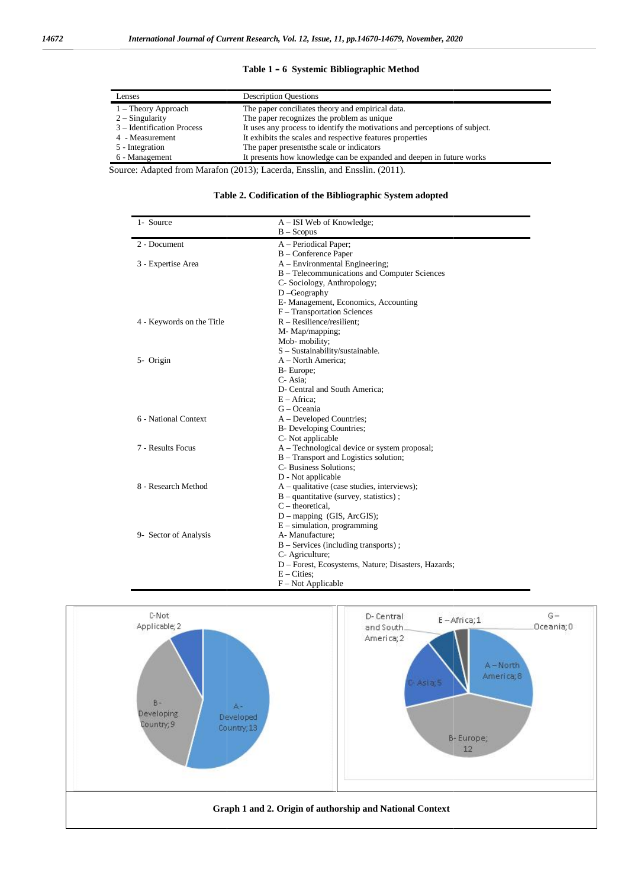**Table 1 – 6 Systemic Bibliographic Method**

| Lenses | Description Questions |
|---|---|
| 1 – Theory Approach | The paper conciliates theory and empirical data. |
| 2 – Singularity | The paper recognizes the problem as unique |
| 3 – Identification Process | It uses any process to identify the motivations and perceptions of subject. |
| 4 - Measurement | It exhibits the scales and respective features properties |
| 5 - Integration | The paper presentsthe scale or indicators |
| 6 - Management | It presents how knowledge can be expanded and deepen in future works |

Source: Adapted from Marafon (2013); Lacerda, Ensslin, and Ensslin. (2011).

**Table 2. Codification of the Bibliographic System adopted**

| 1- Source | A – ISI Web of Knowledge; B – Scopus |
|---|---|
| 2 - Document | A – Periodical Paper; B – Conference Paper |
| 3 - Expertise Area | A – Environmental Engineering; B – Telecommunications and Computer Sciences C- Sociology, Anthropology; D –Geography E- Management, Economics, Accounting F – Transportation Sciences |
| 4 - Keywords on the Title | R – Resilience/resilient; M- Map/mapping; Mob- mobility; S – Sustainability/sustainable. |
| 5- Origin | A – North America; B- Europe; C- Asia; D- Central and South America; E – Africa; G – Oceania |
| 6 - National Context | A – Developed Countries; B- Developing Countries; C- Not applicable |
| 7 - Results Focus | A – Technological device or system proposal; B – Transport and Logistics solution; C- Business Solutions; D - Not applicable |
| 8 - Research Method | A – qualitative (case studies, interviews); B – quantitative (survey, statistics) ; C – theoretical, D – mapping (GIS, ArcGIS); E – simulation, programming |
| 9- Sector of Analysis | A- Manufacture; B – Services (including transports) ; C- Agriculture; D – Forest, Ecosystems, Nature; Disasters, Hazards; E – Cities; F – Not Applicable |

**Graph 1 and 2. Origin of authorship and National Context**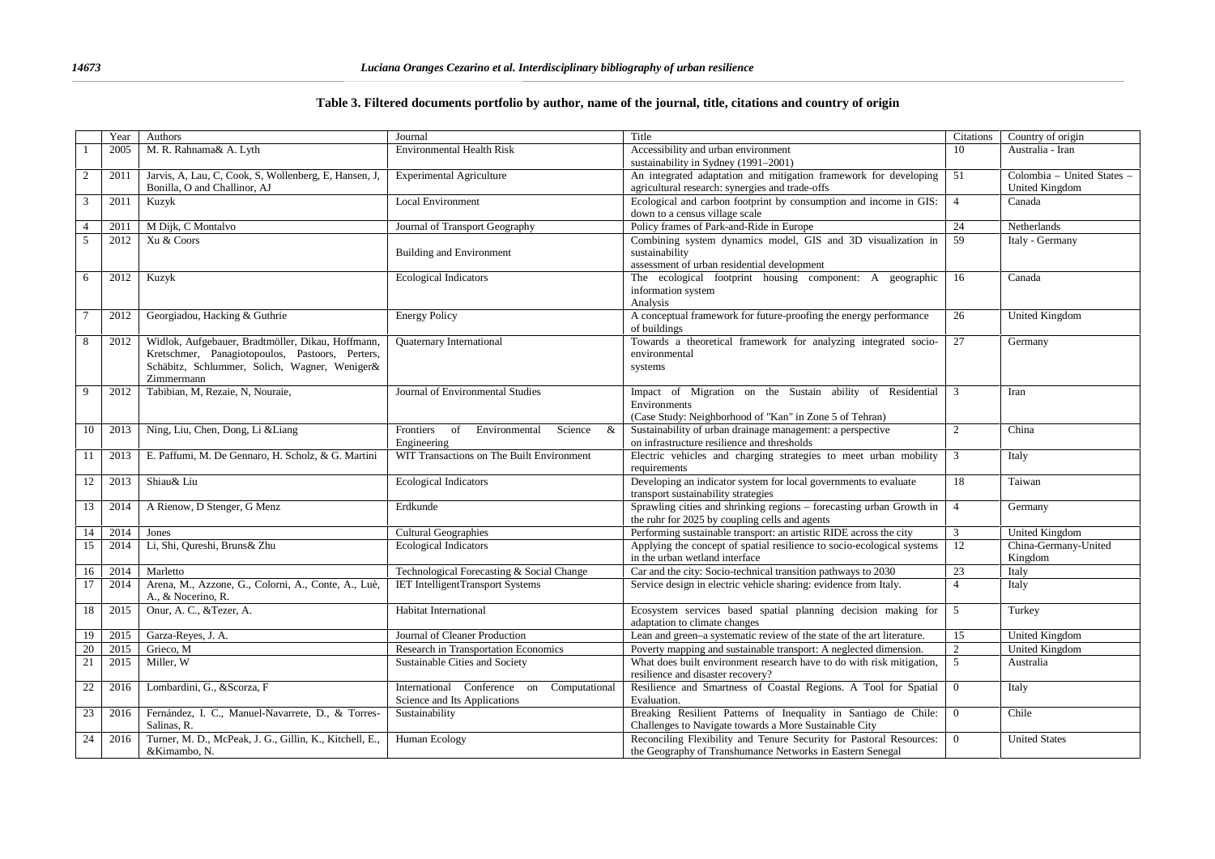**Table 3. Filtered documents portfolio by author, name of the journal, title, citations and country of origin**

| | Year | Authors | Journal | Title | Citations | Country of origin |
|---|---|---|---|---|---|---|
| 1 | 2005 | M. R. Rahnama& A. Lyth | Environmental Health Risk | Accessibility and urban environment sustainability in Sydney (1991–2001) | 10 | Australia - Iran |
| 2 | 2011 | Jarvis, A, Lau, C, Cook, S, Wollenberg, E, Hansen, J, Bonilla, O and Challinor, AJ | Experimental Agriculture | An integrated adaptation and mitigation framework for developing agricultural research: synergies and trade-offs | 51 | Colombia – United States – United Kingdom |
| 3 | 2011 | Kuzyk | Local Environment | Ecological and carbon footprint by consumption and income in GIS: down to a census village scale | 4 | Canada |
| 4 | 2011 | M Dijk, C Montalvo | Journal of Transport Geography | Policy frames of Park-and-Ride in Europe | 24 | Netherlands |
| 5 | 2012 | Xu & Coors | Building and Environment | Combining system dynamics model, GIS and 3D visualization in sustainability assessment of urban residential development | 59 | Italy - Germany |
| 6 | 2012 | Kuzyk | Ecological Indicators | The ecological footprint housing component: A geographic information system Analysis | 16 | Canada |
| 7 | 2012 | Georgiadou, Hacking & Guthrie | Energy Policy | A conceptual framework for future-proofing the energy performance of buildings | 26 | United Kingdom |
| 8 | 2012 | Widlok, Aufgebauer, Bradtmöller, Dikau, Hoffmann, Kretschmer, Panagiotopoulos, Pastoors, Perters, Schäbitz, Schlummer, Solich, Wagner, Weniger& Zimmermann | Quaternary International | Towards a theoretical framework for analyzing integrated socio-environmental systems | 27 | Germany |
| 9 | 2012 | Tabibian, M, Rezaie, N, Nouraie, | Journal of Environmental Studies | Impact of Migration on the Sustain ability of Residential Environments (Case Study: Neighborhood of "Kan" in Zone 5 of Tehran) | 3 | Iran |
| 10 | 2013 | Ning, Liu, Chen, Dong, Li &Liang | Frontiers of Environmental Science & Engineering | Sustainability of urban drainage management: a perspective on infrastructure resilience and thresholds | 2 | China |
| 11 | 2013 | E. Paffumi, M. De Gennaro, H. Scholz, & G. Martini | WIT Transactions on The Built Environment | Electric vehicles and charging strategies to meet urban mobility requirements | 3 | Italy |
| 12 | 2013 | Shiau& Liu | Ecological Indicators | Developing an indicator system for local governments to evaluate transport sustainability strategies | 18 | Taiwan |
| 13 | 2014 | A Rienow, D Stenger, G Menz | Erdkunde | Sprawling cities and shrinking regions – forecasting urban Growth in the ruhr for 2025 by coupling cells and agents | 4 | Germany |
| 14 | 2014 | Jones | Cultural Geographies | Performing sustainable transport: an artistic RIDE across the city | 3 | United Kingdom |
| 15 | 2014 | Li, Shi, Qureshi, Bruns& Zhu | Ecological Indicators | Applying the concept of spatial resilience to socio-ecological systems in the urban wetland interface | 12 | China-Germany-United Kingdom |
| 16 | 2014 | Marletto | Technological Forecasting & Social Change | Car and the city: Socio-technical transition pathways to 2030 | 23 | Italy |
| 17 | 2014 | Arena, M., Azzone, G., Colorni, A., Conte, A., Luè, A., & Nocerino, R. | IET IntelligentTransport Systems | Service design in electric vehicle sharing: evidence from Italy. | 4 | Italy |
| 18 | 2015 | Onur, A. C., &Tezer, A. | Habitat International | Ecosystem services based spatial planning decision making for adaptation to climate changes | 5 | Turkey |
| 19 | 2015 | Garza-Reyes, J. A. | Journal of Cleaner Production | Lean and green–a systematic review of the state of the art literature. | 15 | United Kingdom |
| 20 | 2015 | Grieco, M | Research in Transportation Economics | Poverty mapping and sustainable transport: A neglected dimension. | 2 | United Kingdom |
| 21 | 2015 | Miller, W | Sustainable Cities and Society | What does built environment research have to do with risk mitigation, resilience and disaster recovery? | 5 | Australia |
| 22 | 2016 | Lombardini, G., &Scorza, F | International Conference on Computational Science and Its Applications | Resilience and Smartness of Coastal Regions. A Tool for Spatial Evaluation. | 0 | Italy |
| 23 | 2016 | Fernández, I. C., Manuel-Navarrete, D., & Torres-Salinas, R. | Sustainability | Breaking Resilient Patterns of Inequality in Santiago de Chile: Challenges to Navigate towards a More Sustainable City | 0 | Chile |
| 24 | 2016 | Turner, M. D., McPeak, J. G., Gillin, K., Kitchell, E., &Kimambo, N. | Human Ecology | Reconciling Flexibility and Tenure Security for Pastoral Resources: the Geography of Transhumance Networks in Eastern Senegal | 0 | United States |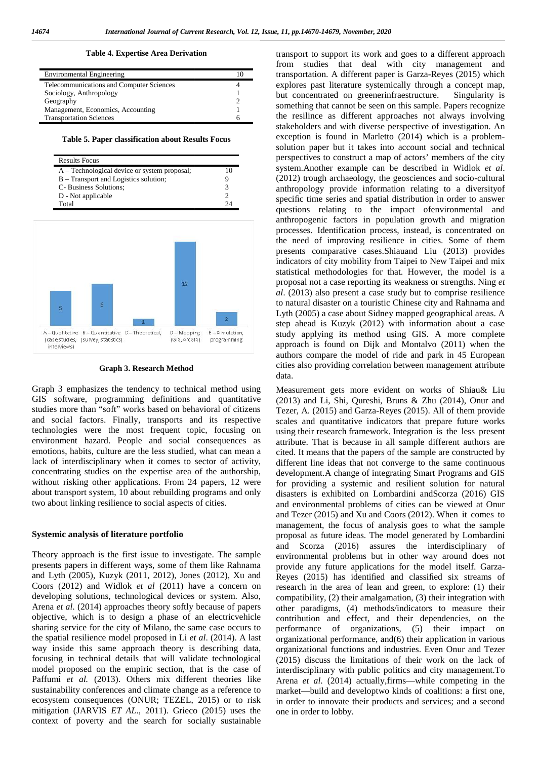**Table 4. Expertise Area Derivation**

| | |
|---|---|
| Environmental Engineering | 10 |
| Telecommunications and Computer Sciences | 4 |
| Sociology, Anthropology | 1 |
| Geography | 2 |
| Management, Economics, Accounting | 1 |
| Transportation Sciences | 6 |

**Table 5. Paper classification about Results Focus**

| Results Focus | |
|---|---|
| A – Technological device or system proposal; | 10 |
| B – Transport and Logistics solution; | 9 |
| C- Business Solutions; | 3 |
| D - Not applicable | 2 |
| Total | 24 |

| Research Method | Count |
|---|---|
| A – Qualitative (case studies, interviews) | 5 |
| B – Quantitative (survey, statistics) | 6 |
| C – Theoretical, | 1 |
| D – Mapping (GIS, ArcGIS) | 12 |
| E – Simulation, programming | 2 |

**Graph 3. Research Method**

Graph 3 emphasizes the tendency to technical method using GIS software, programming definitions and quantitative studies more than "soft" works based on behavioral of citizens and social factors. Finally, transports and its respective technologies were the most frequent topic, focusing on environment hazard. People and social consequences as emotions, habits, culture are the less studied, what can mean a lack of interdisciplinary when it comes to sector of activity, concentrating studies on the expertise area of the authorship, without risking other applications. From 24 papers, 12 were about transport system, 10 about rebuilding programs and only two about linking resilience to social aspects of cities.

## Systemic analysis of literature portfolio

Theory approach is the first issue to investigate. The sample presents papers in different ways, some of them like Rahnama and Lyth (2005), Kuzyk (2011, 2012), Jones (2012), Xu and Coors (2012) and Widlok *et al* (2011) have a concern on developing solutions, technological devices or system. Also, Arena *et al.* (2014) approaches theory softly because of papers objective, which is to design a phase of an electricvehicle sharing service for the city of Milano, the same case occurs to the spatial resilience model proposed in Li *et al*. (2014). A last way inside this same approach theory is describing data, focusing in technical details that will validate technological model proposed on the empiric section, that is the case of Paffumi *et al.* (2013). Others mix different theories like sustainability conferences and climate change as a reference to ecosystem consequences (ONUR; TEZEL, 2015) or to risk mitigation (JARVIS *ET AL*., 2011). Grieco (2015) uses the context of poverty and the search for socially sustainable transport to support its work and goes to a different approach from studies that deal with city management and transportation. A different paper is Garza-Reyes (2015) which explores past literature systemically through a concept map, but concentrated on greenerinfraestructure. Singularity is something that cannot be seen on this sample. Papers recognize the resilince as different approaches not always involving stakeholders and with diverse perspective of investigation. An exception is found in Marletto (2014) which is a problem-solution paper but it takes into account social and technical perspectives to construct a map of actors' members of the city system.Another example can be described in Widlok *et al*. (2012) trough archaeology, the geosciences and socio-cultural anthropology provide information relating to a diversityof specific time series and spatial distribution in order to answer questions relating to the impact ofenvironmental and anthropogenic factors in population growth and migration processes. Identification process, instead, is concentrated on the need of improving resilience in cities. Some of them presents comparative cases.Shiauand Liu (2013) provides indicators of city mobility from Taipei to New Taipei and mix statistical methodologies for that. However, the model is a proposal not a case reporting its weakness or strengths. Ning *et al*. (2013) also present a case study but to comprise resilience to natural disaster on a touristic Chinese city and Rahnama and Lyth (2005) a case about Sidney mapped geographical areas. A step ahead is Kuzyk (2012) with information about a case study applying its method using GIS. A more complete approach is found on Dijk and Montalvo (2011) when the authors compare the model of ride and park in 45 European cities also providing correlation between management attribute data.

Measurement gets more evident on works of Shiau& Liu (2013) and Li, Shi, Qureshi, Bruns & Zhu (2014), Onur and Tezer, A. (2015) and Garza-Reyes (2015). All of them provide scales and quantitative indicators that prepare future works using their research framework. Integration is the less present attribute. That is because in all sample different authors are cited. It means that the papers of the sample are constructed by different line ideas that not converge to the same continuous development.A change of integrating Smart Programs and GIS for providing a systemic and resilient solution for natural disasters is exhibited on Lombardini andScorza (2016) GIS and environmental problems of cities can be viewed at Onur and Tezer (2015) and Xu and Coors (2012). When it comes to management, the focus of analysis goes to what the sample proposal as future ideas. The model generated by Lombardini and Scorza (2016) assures the interdisciplinary of environmental problems but in other way around does not provide any future applications for the model itself. Garza-Reyes (2015) has identified and classified six streams of research in the area of lean and green, to explore: (1) their compatibility, (2) their amalgamation, (3) their integration with other paradigms, (4) methods/indicators to measure their contribution and effect, and their dependencies, on the performance of organizations, (5) their impact on organizational performance, and(6) their application in various organizational functions and industries. Even Onur and Tezer (2015) discuss the limitations of their work on the lack of interdisciplinary with public politics and city management.To Arena *et al.* (2014) actually,firms—while competing in the market—build and developtwo kinds of coalitions: a first one, in order to innovate their products and services; and a second one in order to lobby.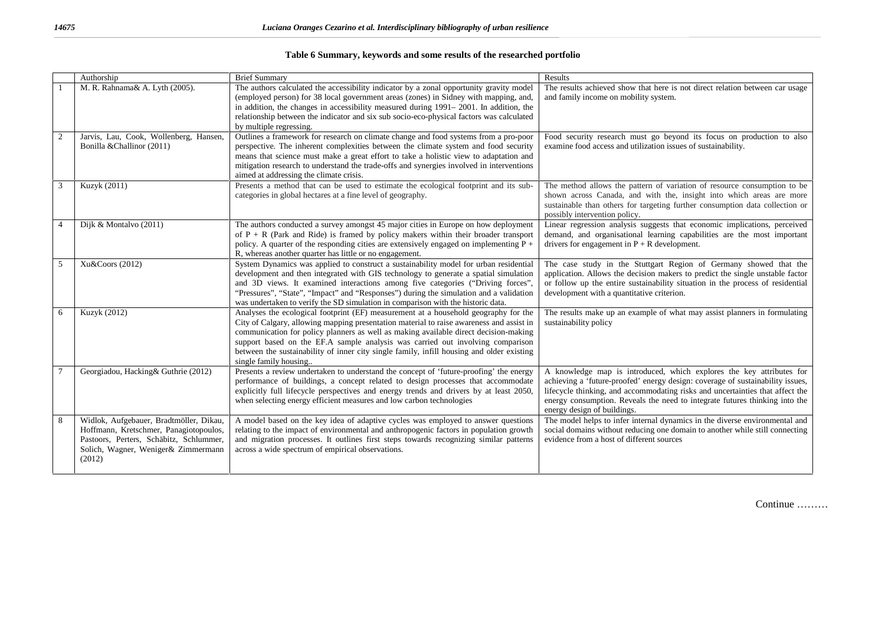**Table 6 Summary, keywords and some results of the researched portfolio**

| | Authorship | Brief Summary | Results |
|---|---|---|---|
| 1 | M. R. Rahnama& A. Lyth (2005). | The authors calculated the accessibility indicator by a zonal opportunity gravity model (employed person) for 38 local government areas (zones) in Sidney with mapping, and, in addition, the changes in accessibility measured during 1991– 2001. In addition, the relationship between the indicator and six sub socio-eco-physical factors was calculated by multiple regressing. | The results achieved show that here is not direct relation between car usage and family income on mobility system. |
| 2 | Jarvis, Lau, Cook, Wollenberg, Hansen, Bonilla &Challinor (2011) | Outlines a framework for research on climate change and food systems from a pro-poor perspective. The inherent complexities between the climate system and food security means that science must make a great effort to take a holistic view to adaptation and mitigation research to understand the trade-offs and synergies involved in interventions aimed at addressing the climate crisis. | Food security research must go beyond its focus on production to also examine food access and utilization issues of sustainability. |
| 3 | Kuzyk (2011) | Presents a method that can be used to estimate the ecological footprint and its sub-categories in global hectares at a fine level of geography. | The method allows the pattern of variation of resource consumption to be shown across Canada, and with the, insight into which areas are more sustainable than others for targeting further consumption data collection or possibly intervention policy. |
| 4 | Dijk & Montalvo (2011) | The authors conducted a survey amongst 45 major cities in Europe on how deployment of P + R (Park and Ride) is framed by policy makers within their broader transport policy. A quarter of the responding cities are extensively engaged on implementing P + R, whereas another quarter has little or no engagement. | Linear regression analysis suggests that economic implications, perceived demand, and organisational learning capabilities are the most important drivers for engagement in P + R development. |
| 5 | Xu&Coors (2012) | System Dynamics was applied to construct a sustainability model for urban residential development and then integrated with GIS technology to generate a spatial simulation and 3D views. It examined interactions among five categories ("Driving forces", "Pressures", "State", "Impact" and "Responses") during the simulation and a validation was undertaken to verify the SD simulation in comparison with the historic data. | The case study in the Stuttgart Region of Germany showed that the application. Allows the decision makers to predict the single unstable factor or follow up the entire sustainability situation in the process of residential development with a quantitative criterion. |
| 6 | Kuzyk (2012) | Analyses the ecological footprint (EF) measurement at a household geography for the City of Calgary, allowing mapping presentation material to raise awareness and assist in communication for policy planners as well as making available direct decision-making support based on the EF.A sample analysis was carried out involving comparison between the sustainability of inner city single family, infill housing and older existing single family housing.. | The results make up an example of what may assist planners in formulating sustainability policy |
| 7 | Georgiadou, Hacking& Guthrie (2012) | Presents a review undertaken to understand the concept of 'future-proofing' the energy performance of buildings, a concept related to design processes that accommodate explicitly full lifecycle perspectives and energy trends and drivers by at least 2050, when selecting energy efficient measures and low carbon technologies | A knowledge map is introduced, which explores the key attributes for achieving a 'future-proofed' energy design: coverage of sustainability issues, lifecycle thinking, and accommodating risks and uncertainties that affect the energy consumption. Reveals the need to integrate futures thinking into the energy design of buildings. |
| 8 | Widlok, Aufgebauer, Bradtmöller, Dikau, Hoffmann, Kretschmer, Panagiotopoulos, Pastoors, Perters, Schäbitz, Schlummer, Solich, Wagner, Weniger& Zimmermann (2012) | A model based on the key idea of adaptive cycles was employed to answer questions relating to the impact of environmental and anthropogenic factors in population growth and migration processes. It outlines first steps towards recognizing similar patterns across a wide spectrum of empirical observations. | The model helps to infer internal dynamics in the diverse environmental and social domains without reducing one domain to another while still connecting evidence from a host of different sources |

Continue ………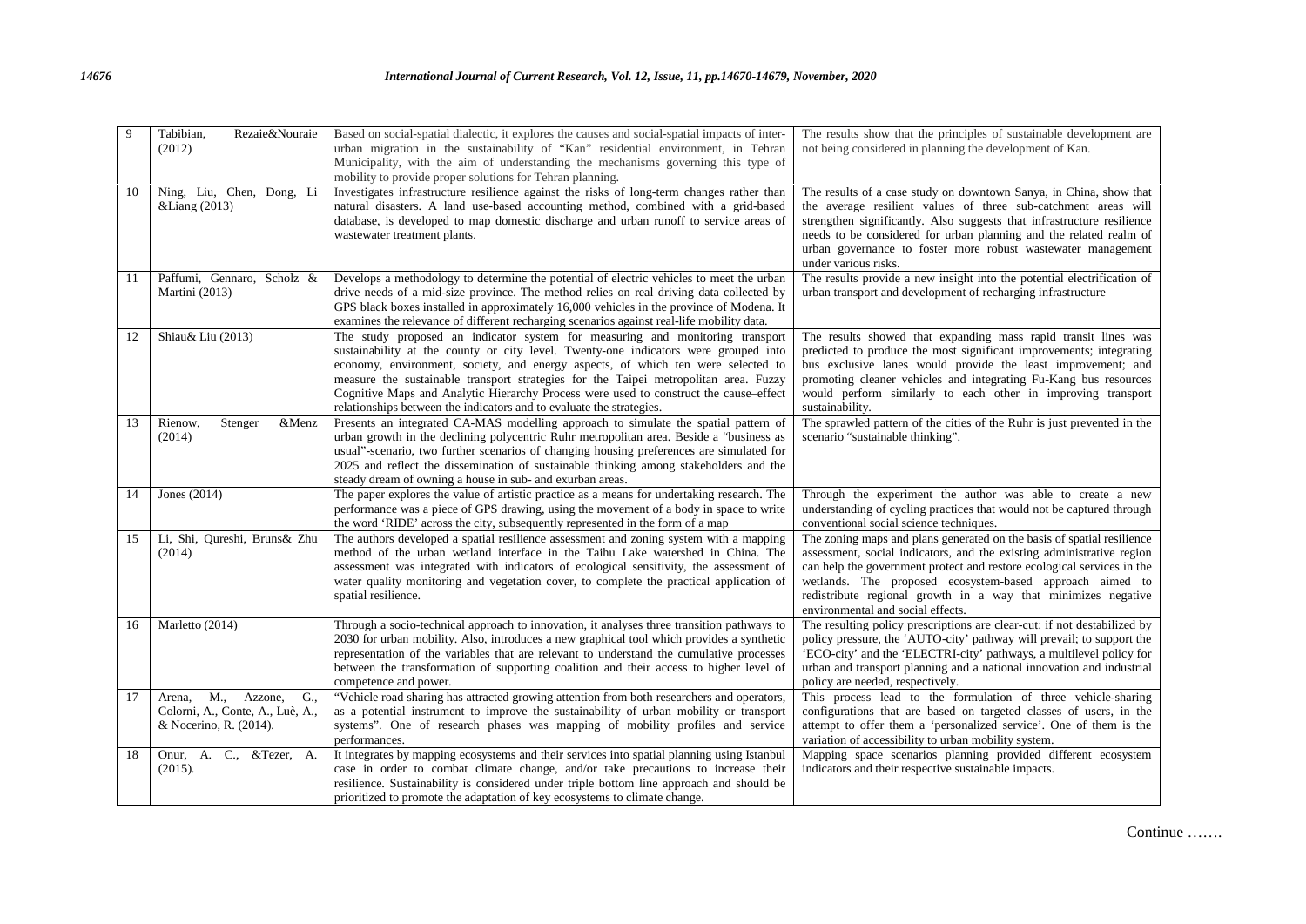| 9 | Tabibian, Rezaie&Nouraie (2012) | Based on social-spatial dialectic, it explores the causes and social-spatial impacts of inter-urban migration in the sustainability of "Kan" residential environment, in Tehran Municipality, with the aim of understanding the mechanisms governing this type of mobility to provide proper solutions for Tehran planning. | The results show that the principles of sustainable development are not being considered in planning the development of Kan. |
|---|---|---|---|
| 10 | Ning, Liu, Chen, Dong, Li &Liang (2013) | Investigates infrastructure resilience against the risks of long-term changes rather than natural disasters. A land use-based accounting method, combined with a grid-based database, is developed to map domestic discharge and urban runoff to service areas of wastewater treatment plants. | The results of a case study on downtown Sanya, in China, show that the average resilient values of three sub-catchment areas will strengthen significantly. Also suggests that infrastructure resilience needs to be considered for urban planning and the related realm of urban governance to foster more robust wastewater management under various risks. |
| 11 | Paffumi, Gennaro, Scholz & Martini (2013) | Develops a methodology to determine the potential of electric vehicles to meet the urban drive needs of a mid-size province. The method relies on real driving data collected by GPS black boxes installed in approximately 16,000 vehicles in the province of Modena. It examines the relevance of different recharging scenarios against real-life mobility data. | The results provide a new insight into the potential electrification of urban transport and development of recharging infrastructure |
| 12 | Shiau& Liu (2013) | The study proposed an indicator system for measuring and monitoring transport sustainability at the county or city level. Twenty-one indicators were grouped into economy, environment, society, and energy aspects, of which ten were selected to measure the sustainable transport strategies for the Taipei metropolitan area. Fuzzy Cognitive Maps and Analytic Hierarchy Process were used to construct the cause–effect relationships between the indicators and to evaluate the strategies. | The results showed that expanding mass rapid transit lines was predicted to produce the most significant improvements; integrating bus exclusive lanes would provide the least improvement; and promoting cleaner vehicles and integrating Fu-Kang bus resources would perform similarly to each other in improving transport sustainability. |
| 13 | Rienow, Stenger &Menz (2014) | Presents an integrated CA-MAS modelling approach to simulate the spatial pattern of urban growth in the declining polycentric Ruhr metropolitan area. Beside a "business as usual"-scenario, two further scenarios of changing housing preferences are simulated for 2025 and reflect the dissemination of sustainable thinking among stakeholders and the steady dream of owning a house in sub- and exurban areas. | The sprawled pattern of the cities of the Ruhr is just prevented in the scenario "sustainable thinking". |
| 14 | Jones (2014) | The paper explores the value of artistic practice as a means for undertaking research. The performance was a piece of GPS drawing, using the movement of a body in space to write the word 'RIDE' across the city, subsequently represented in the form of a map | Through the experiment the author was able to create a new understanding of cycling practices that would not be captured through conventional social science techniques. |
| 15 | Li, Shi, Qureshi, Bruns& Zhu (2014) | The authors developed a spatial resilience assessment and zoning system with a mapping method of the urban wetland interface in the Taihu Lake watershed in China. The assessment was integrated with indicators of ecological sensitivity, the assessment of water quality monitoring and vegetation cover, to complete the practical application of spatial resilience. | The zoning maps and plans generated on the basis of spatial resilience assessment, social indicators, and the existing administrative region can help the government protect and restore ecological services in the wetlands. The proposed ecosystem-based approach aimed to redistribute regional growth in a way that minimizes negative environmental and social effects. |
| 16 | Marletto (2014) | Through a socio-technical approach to innovation, it analyses three transition pathways to 2030 for urban mobility. Also, introduces a new graphical tool which provides a synthetic representation of the variables that are relevant to understand the cumulative processes between the transformation of supporting coalition and their access to higher level of competence and power. | The resulting policy prescriptions are clear-cut: if not destabilized by policy pressure, the 'AUTO-city' pathway will prevail; to support the 'ECO-city' and the 'ELECTRI-city' pathways, a multilevel policy for urban and transport planning and a national innovation and industrial policy are needed, respectively. |
| 17 | Arena, M., Azzone, G., Colorni, A., Conte, A., Luè, A., & Nocerino, R. (2014). | "Vehicle road sharing has attracted growing attention from both researchers and operators, as a potential instrument to improve the sustainability of urban mobility or transport systems". One of research phases was mapping of mobility profiles and service performances. | This process lead to the formulation of three vehicle-sharing configurations that are based on targeted classes of users, in the attempt to offer them a 'personalized service'. One of them is the variation of accessibility to urban mobility system. |
| 18 | Onur, A. C., &Tezer, A. (2015). | It integrates by mapping ecosystems and their services into spatial planning using Istanbul case in order to combat climate change, and/or take precautions to increase their resilience. Sustainability is considered under triple bottom line approach and should be prioritized to promote the adaptation of key ecosystems to climate change. | Mapping space scenarios planning provided different ecosystem indicators and their respective sustainable impacts. |

Continue …….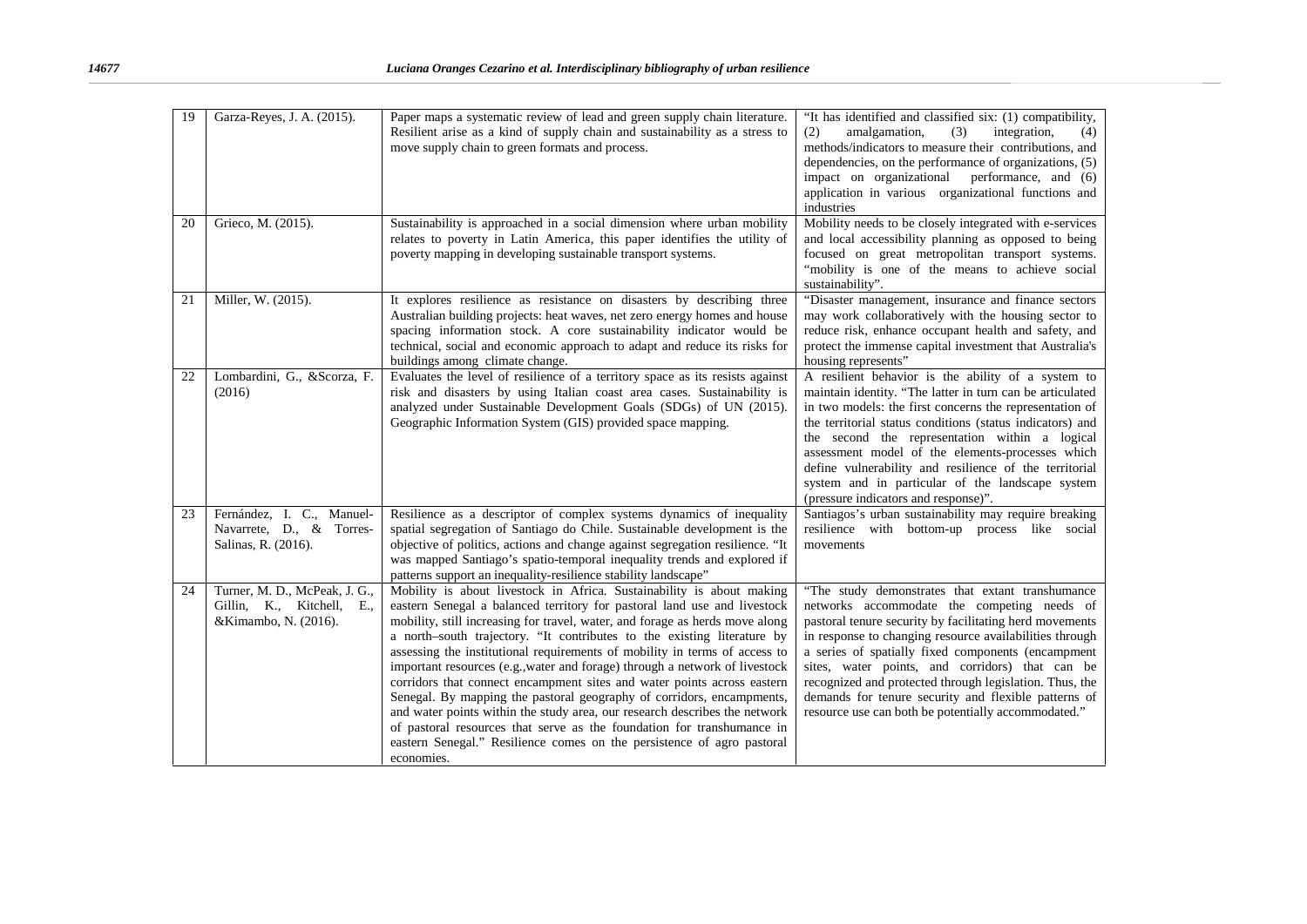| 19 | Garza-Reyes, J. A. (2015). | Paper maps a systematic review of lead and green supply chain literature. Resilient arise as a kind of supply chain and sustainability as a stress to move supply chain to green formats and process. | "It has identified and classified six: (1) compatibility, (2) amalgamation, (3) integration, (4) methods/indicators to measure their contributions, and dependencies, on the performance of organizations, (5) impact on organizational performance, and (6) application in various organizational functions and industries |
|---|---|---|---|
| 20 | Grieco, M. (2015). | Sustainability is approached in a social dimension where urban mobility relates to poverty in Latin America, this paper identifies the utility of poverty mapping in developing sustainable transport systems. | Mobility needs to be closely integrated with e-services and local accessibility planning as opposed to being focused on great metropolitan transport systems. "mobility is one of the means to achieve social sustainability". |
| 21 | Miller, W. (2015). | It explores resilience as resistance on disasters by describing three Australian building projects: heat waves, net zero energy homes and house spacing information stock. A core sustainability indicator would be technical, social and economic approach to adapt and reduce its risks for buildings among climate change. | "Disaster management, insurance and finance sectors may work collaboratively with the housing sector to reduce risk, enhance occupant health and safety, and protect the immense capital investment that Australia's housing represents" |
| 22 | Lombardini, G., &Scorza, F. (2016) | Evaluates the level of resilience of a territory space as its resists against risk and disasters by using Italian coast area cases. Sustainability is analyzed under Sustainable Development Goals (SDGs) of UN (2015). Geographic Information System (GIS) provided space mapping. | A resilient behavior is the ability of a system to maintain identity. "The latter in turn can be articulated in two models: the first concerns the representation of the territorial status conditions (status indicators) and the second the representation within a logical assessment model of the elements-processes which define vulnerability and resilience of the territorial system and in particular of the landscape system (pressure indicators and response)". |
| 23 | Fernández, I. C., Manuel-Navarrete, D., & Torres-Salinas, R. (2016). | Resilience as a descriptor of complex systems dynamics of inequality spatial segregation of Santiago do Chile. Sustainable development is the objective of politics, actions and change against segregation resilience. "It was mapped Santiago's spatio-temporal inequality trends and explored if patterns support an inequality-resilience stability landscape" | Santiago's urban sustainability may require breaking resilience with bottom-up process like social movements |
| 24 | Turner, M. D., McPeak, J. G., Gillin, K., Kitchell, E., &Kimambo, N. (2016). | Mobility is about livestock in Africa. Sustainability is about making eastern Senegal a balanced territory for pastoral land use and livestock mobility, still increasing for travel, water, and forage as herds move along a north–south trajectory. "It contributes to the existing literature by assessing the institutional requirements of mobility in terms of access to important resources (e.g.,water and forage) through a network of livestock corridors that connect encampment sites and water points across eastern Senegal. By mapping the pastoral geography of corridors, encampments, and water points within the study area, our research describes the network of pastoral resources that serve as the foundation for transhumance in eastern Senegal." Resilience comes on the persistence of agro pastoral economies. | "The study demonstrates that extant transhumance networks accommodate the competing needs of pastoral tenure security by facilitating herd movements in response to changing resource availabilities through a series of spatially fixed components (encampment sites, water points, and corridors) that can be recognized and protected through legislation. Thus, the demands for tenure security and flexible patterns of resource use can both be potentially accommodated." |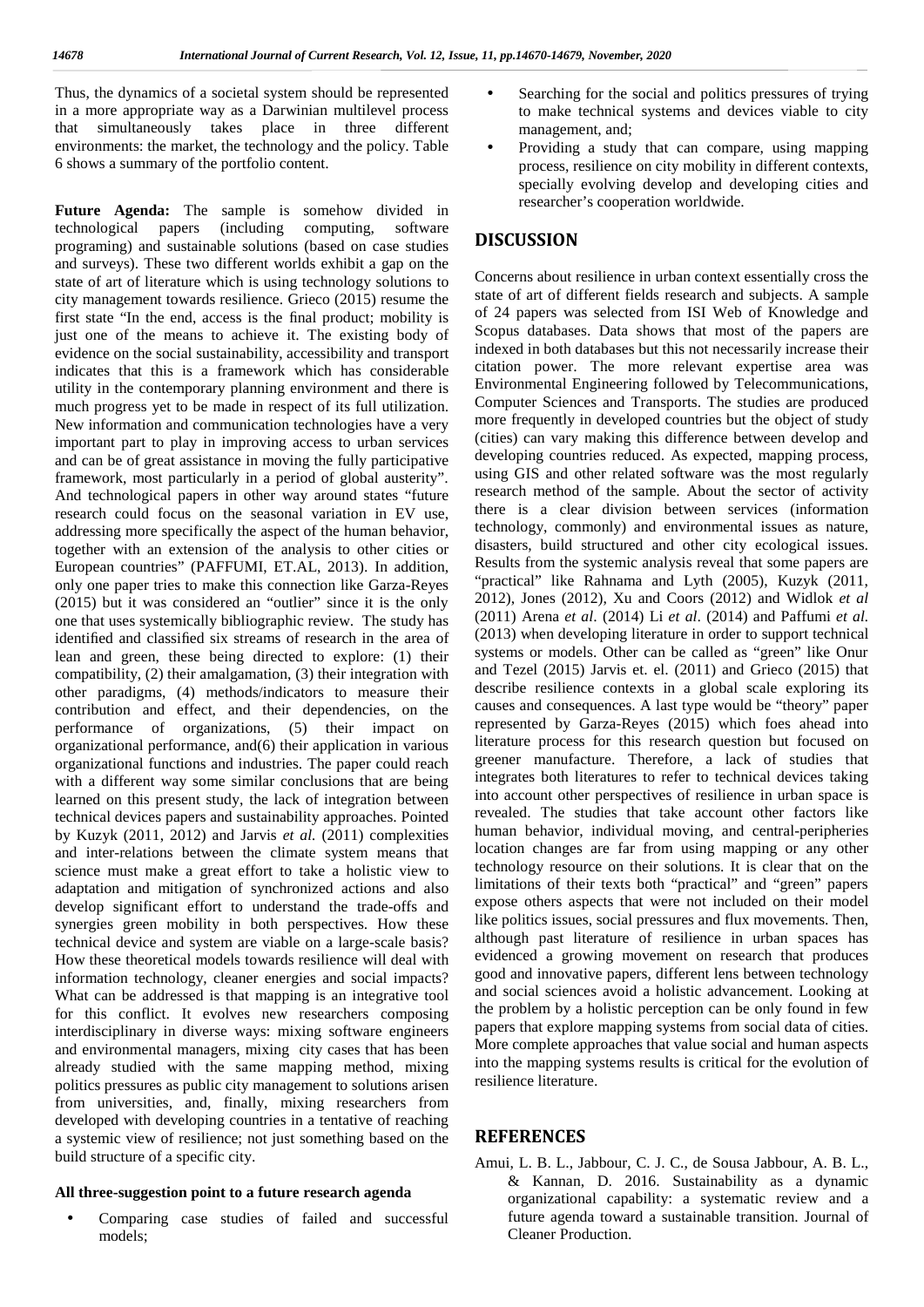Thus, the dynamics of a societal system should be represented in a more appropriate way as a Darwinian multilevel process that simultaneously takes place in three different environments: the market, the technology and the policy. Table 6 shows a summary of the portfolio content.

**Future Agenda:** The sample is somehow divided in technological papers (including computing, software programing) and sustainable solutions (based on case studies and surveys). These two different worlds exhibit a gap on the state of art of literature which is using technology solutions to city management towards resilience. Grieco (2015) resume the first state "In the end, access is the final product; mobility is just one of the means to achieve it. The existing body of evidence on the social sustainability, accessibility and transport indicates that this is a framework which has considerable utility in the contemporary planning environment and there is much progress yet to be made in respect of its full utilization. New information and communication technologies have a very important part to play in improving access to urban services and can be of great assistance in moving the fully participative framework, most particularly in a period of global austerity". And technological papers in other way around states "future research could focus on the seasonal variation in EV use, addressing more specifically the aspect of the human behavior, together with an extension of the analysis to other cities or European countries" (PAFFUMI, ET.AL, 2013). In addition, only one paper tries to make this connection like Garza-Reyes (2015) but it was considered an "outlier" since it is the only one that uses systemically bibliographic review. The study has identified and classified six streams of research in the area of lean and green, these being directed to explore: (1) their compatibility, (2) their amalgamation, (3) their integration with other paradigms, (4) methods/indicators to measure their contribution and effect, and their dependencies, on the performance of organizations, (5) their impact on organizational performance, and(6) their application in various organizational functions and industries. The paper could reach with a different way some similar conclusions that are being learned on this present study, the lack of integration between technical devices papers and sustainability approaches. Pointed by Kuzyk (2011, 2012) and Jarvis *et al.* (2011) complexities and inter-relations between the climate system means that science must make a great effort to take a holistic view to adaptation and mitigation of synchronized actions and also develop significant effort to understand the trade-offs and synergies green mobility in both perspectives. How these technical device and system are viable on a large-scale basis? How these theoretical models towards resilience will deal with information technology, cleaner energies and social impacts? What can be addressed is that mapping is an integrative tool for this conflict. It evolves new researchers composing interdisciplinary in diverse ways: mixing software engineers and environmental managers, mixing city cases that has been already studied with the same mapping method, mixing politics pressures as public city management to solutions arisen from universities, and, finally, mixing researchers from developed with developing countries in a tentative of reaching a systemic view of resilience; not just something based on the build structure of a specific city.

**All three-suggestion point to a future research agenda**

- Comparing case studies of failed and successful models;
- Searching for the social and politics pressures of trying to make technical systems and devices viable to city management, and;
- Providing a study that can compare, using mapping process, resilience on city mobility in different contexts, specially evolving develop and developing cities and researcher's cooperation worldwide.

# DISCUSSION

Concerns about resilience in urban context essentially cross the state of art of different fields research and subjects. A sample of 24 papers was selected from ISI Web of Knowledge and Scopus databases. Data shows that most of the papers are indexed in both databases but this not necessarily increase their citation power. The more relevant expertise area was Environmental Engineering followed by Telecommunications, Computer Sciences and Transports. The studies are produced more frequently in developed countries but the object of study (cities) can vary making this difference between develop and developing countries reduced. As expected, mapping process, using GIS and other related software was the most regularly research method of the sample. About the sector of activity there is a clear division between services (information technology, commonly) and environmental issues as nature, disasters, build structured and other city ecological issues. Results from the systemic analysis reveal that some papers are "practical" like Rahnama and Lyth (2005), Kuzyk (2011, 2012), Jones (2012), Xu and Coors (2012) and Widlok *et al* (2011) Arena *et al*. (2014) Li *et al*. (2014) and Paffumi *et al.* (2013) when developing literature in order to support technical systems or models. Other can be called as "green" like Onur and Tezel (2015) Jarvis et. el. (2011) and Grieco (2015) that describe resilience contexts in a global scale exploring its causes and consequences. A last type would be "theory" paper represented by Garza-Reyes (2015) which foes ahead into literature process for this research question but focused on greener manufacture. Therefore, a lack of studies that integrates both literatures to refer to technical devices taking into account other perspectives of resilience in urban space is revealed. The studies that take account other factors like human behavior, individual moving, and central-peripheries location changes are far from using mapping or any other technology resource on their solutions. It is clear that on the limitations of their texts both "practical" and "green" papers expose others aspects that were not included on their model like politics issues, social pressures and flux movements. Then, although past literature of resilience in urban spaces has evidenced a growing movement on research that produces good and innovative papers, different lens between technology and social sciences avoid a holistic advancement. Looking at the problem by a holistic perception can be only found in few papers that explore mapping systems from social data of cities. More complete approaches that value social and human aspects into the mapping systems results is critical for the evolution of resilience literature.

# REFERENCES

Amui, L. B. L., Jabbour, C. J. C., de Sousa Jabbour, A. B. L., & Kannan, D. 2016. Sustainability as a dynamic organizational capability: a systematic review and a future agenda toward a sustainable transition. Journal of Cleaner Production.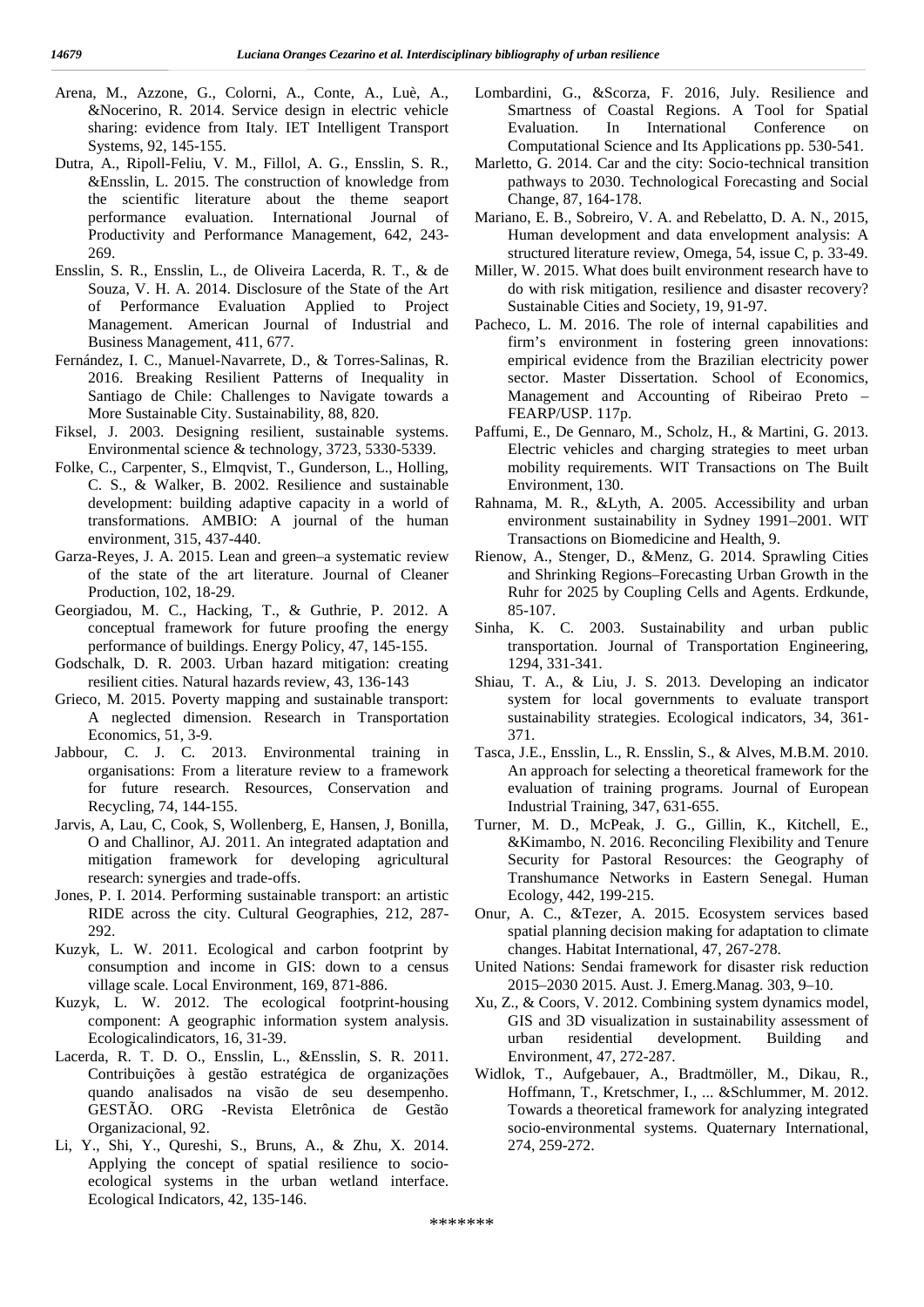Arena, M., Azzone, G., Colorni, A., Conte, A., Luè, A., &Nocerino, R. 2014. Service design in electric vehicle sharing: evidence from Italy. IET Intelligent Transport Systems, 92, 145-155.

Dutra, A., Ripoll-Feliu, V. M., Fillol, A. G., Ensslin, S. R., &Ensslin, L. 2015. The construction of knowledge from the scientific literature about the theme seaport performance evaluation. International Journal of Productivity and Performance Management, 642, 243-269.

Ensslin, S. R., Ensslin, L., de Oliveira Lacerda, R. T., & de Souza, V. H. A. 2014. Disclosure of the State of the Art of Performance Evaluation Applied to Project Management. American Journal of Industrial and Business Management, 411, 677.

Fernández, I. C., Manuel-Navarrete, D., & Torres-Salinas, R. 2016. Breaking Resilient Patterns of Inequality in Santiago de Chile: Challenges to Navigate towards a More Sustainable City. Sustainability, 88, 820.

Fiksel, J. 2003. Designing resilient, sustainable systems. Environmental science & technology, 3723, 5330-5339.

Folke, C., Carpenter, S., Elmqvist, T., Gunderson, L., Holling, C. S., & Walker, B. 2002. Resilience and sustainable development: building adaptive capacity in a world of transformations. AMBIO: A journal of the human environment, 315, 437-440.

Garza-Reyes, J. A. 2015. Lean and green–a systematic review of the state of the art literature. Journal of Cleaner Production, 102, 18-29.

Georgiadou, M. C., Hacking, T., & Guthrie, P. 2012. A conceptual framework for future proofing the energy performance of buildings. Energy Policy, 47, 145-155.

Godschalk, D. R. 2003. Urban hazard mitigation: creating resilient cities. Natural hazards review, 43, 136-143

Grieco, M. 2015. Poverty mapping and sustainable transport: A neglected dimension. Research in Transportation Economics, 51, 3-9.

Jabbour, C. J. C. 2013. Environmental training in organisations: From a literature review to a framework for future research. Resources, Conservation and Recycling, 74, 144-155.

Jarvis, A, Lau, C, Cook, S, Wollenberg, E, Hansen, J, Bonilla, O and Challinor, AJ. 2011. An integrated adaptation and mitigation framework for developing agricultural research: synergies and trade-offs.

Jones, P. I. 2014. Performing sustainable transport: an artistic RIDE across the city. Cultural Geographies, 212, 287-292.

Kuzyk, L. W. 2011. Ecological and carbon footprint by consumption and income in GIS: down to a census village scale. Local Environment, 169, 871-886.

Kuzyk, L. W. 2012. The ecological footprint-housing component: A geographic information system analysis. Ecologicalindicators, 16, 31-39.

Lacerda, R. T. D. O., Ensslin, L., &Ensslin, S. R. 2011. Contribuições à gestão estratégica de organizações quando analisados na visão de seu desempenho. GESTÃO. ORG -Revista Eletrônica de Gestão Organizacional, 92.

Li, Y., Shi, Y., Qureshi, S., Bruns, A., & Zhu, X. 2014. Applying the concept of spatial resilience to socio-ecological systems in the urban wetland interface. Ecological Indicators, 42, 135-146.

Lombardini, G., &Scorza, F. 2016, July. Resilience and Smartness of Coastal Regions. A Tool for Spatial Evaluation. In International Conference on Computational Science and Its Applications pp. 530-541.

Marletto, G. 2014. Car and the city: Socio-technical transition pathways to 2030. Technological Forecasting and Social Change, 87, 164-178.

Mariano, E. B., Sobreiro, V. A. and Rebelatto, D. A. N., 2015, Human development and data envelopment analysis: A structured literature review, Omega, 54, issue C, p. 33-49.

Miller, W. 2015. What does built environment research have to do with risk mitigation, resilience and disaster recovery? Sustainable Cities and Society, 19, 91-97.

Pacheco, L. M. 2016. The role of internal capabilities and firm's environment in fostering green innovations: empirical evidence from the Brazilian electricity power sector. Master Dissertation. School of Economics, Management and Accounting of Ribeirao Preto – FEARP/USP. 117p.

Paffumi, E., De Gennaro, M., Scholz, H., & Martini, G. 2013. Electric vehicles and charging strategies to meet urban mobility requirements. WIT Transactions on The Built Environment, 130.

Rahnama, M. R., &Lyth, A. 2005. Accessibility and urban environment sustainability in Sydney 1991–2001. WIT Transactions on Biomedicine and Health, 9.

Rienow, A., Stenger, D., &Menz, G. 2014. Sprawling Cities and Shrinking Regions–Forecasting Urban Growth in the Ruhr for 2025 by Coupling Cells and Agents. Erdkunde, 85-107.

Sinha, K. C. 2003. Sustainability and urban public transportation. Journal of Transportation Engineering, 1294, 331-341.

Shiau, T. A., & Liu, J. S. 2013. Developing an indicator system for local governments to evaluate transport sustainability strategies. Ecological indicators, 34, 361-371.

Tasca, J.E., Ensslin, L., R. Ensslin, S., & Alves, M.B.M. 2010. An approach for selecting a theoretical framework for the evaluation of training programs. Journal of European Industrial Training, 347, 631-655.

Turner, M. D., McPeak, J. G., Gillin, K., Kitchell, E., &Kimambo, N. 2016. Reconciling Flexibility and Tenure Security for Pastoral Resources: the Geography of Transhumance Networks in Eastern Senegal. Human Ecology, 442, 199-215.

Onur, A. C., &Tezer, A. 2015. Ecosystem services based spatial planning decision making for adaptation to climate changes. Habitat International, 47, 267-278.

United Nations: Sendai framework for disaster risk reduction 2015–2030 2015. Aust. J. Emerg.Manag. 303, 9–10.

Xu, Z., & Coors, V. 2012. Combining system dynamics model, GIS and 3D visualization in sustainability assessment of urban residential development. Building and Environment, 47, 272-287.

Widlok, T., Aufgebauer, A., Bradtmöller, M., Dikau, R., Hoffmann, T., Kretschmer, I., ... &Schlummer, M. 2012. Towards a theoretical framework for analyzing integrated socio-environmental systems. Quaternary International, 274, 259-272.

*******